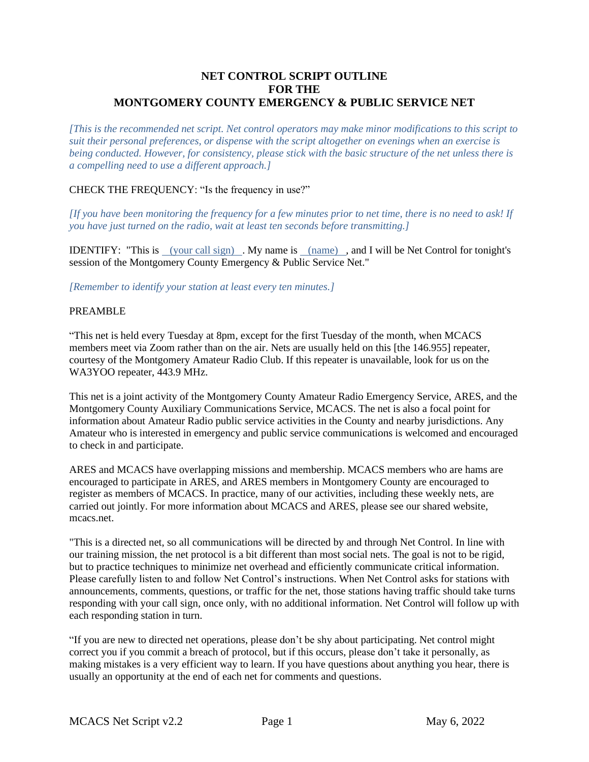# NET CONTROL SCRIPT OUTLINE
# FOR THE
# MONTGOMERY COUNTY EMERGENCY & PUBLIC SERVICE NET

*[This is the recommended net script. Net control operators may make minor modifications to this script to suit their personal preferences, or dispense with the script altogether on evenings when an exercise is being conducted. However, for consistency, please stick with the basic structure of the net unless there is a compelling need to use a different approach.]*

CHECK THE FREQUENCY: "Is the frequency in use?"

*[If you have been monitoring the frequency for a few minutes prior to net time, there is no need to ask! If you have just turned on the radio, wait at least ten seconds before transmitting.]*

IDENTIFY: "This is __(your call sign)__. My name is __(name)__, and I will be Net Control for tonight's session of the Montgomery County Emergency & Public Service Net."

*[Remember to identify your station at least every ten minutes.]*

PREAMBLE

"This net is held every Tuesday at 8pm, except for the first Tuesday of the month, when MCACS members meet via Zoom rather than on the air. Nets are usually held on this [the 146.955] repeater, courtesy of the Montgomery Amateur Radio Club. If this repeater is unavailable, look for us on the WA3YOO repeater, 443.9 MHz.

This net is a joint activity of the Montgomery County Amateur Radio Emergency Service, ARES, and the Montgomery County Auxiliary Communications Service, MCACS. The net is also a focal point for information about Amateur Radio public service activities in the County and nearby jurisdictions. Any Amateur who is interested in emergency and public service communications is welcomed and encouraged to check in and participate.

ARES and MCACS have overlapping missions and membership. MCACS members who are hams are encouraged to participate in ARES, and ARES members in Montgomery County are encouraged to register as members of MCACS. In practice, many of our activities, including these weekly nets, are carried out jointly. For more information about MCACS and ARES, please see our shared website, mcacs.net.

"This is a directed net, so all communications will be directed by and through Net Control. In line with our training mission, the net protocol is a bit different than most social nets. The goal is not to be rigid, but to practice techniques to minimize net overhead and efficiently communicate critical information. Please carefully listen to and follow Net Control's instructions. When Net Control asks for stations with announcements, comments, questions, or traffic for the net, those stations having traffic should take turns responding with your call sign, once only, with no additional information. Net Control will follow up with each responding station in turn.

"If you are new to directed net operations, please don't be shy about participating. Net control might correct you if you commit a breach of protocol, but if this occurs, please don't take it personally, as making mistakes is a very efficient way to learn. If you have questions about anything you hear, there is usually an opportunity at the end of each net for comments and questions.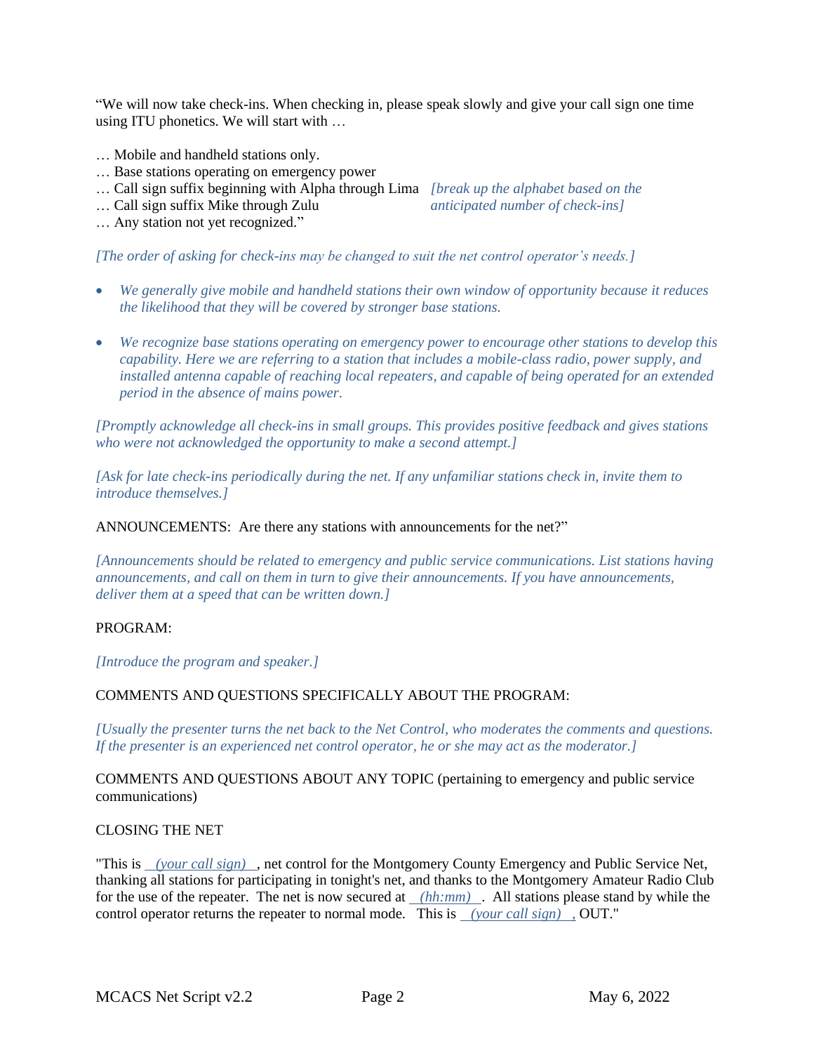"We will now take check-ins. When checking in, please speak slowly and give your call sign one time using ITU phonetics. We will start with …

… Mobile and handheld stations only.
… Base stations operating on emergency power
… Call sign suffix beginning with Alpha through Lima *[break up the alphabet based on the*
… Call sign suffix Mike through Zulu *anticipated number of check-ins]*
… Any station not yet recognized."

*[The order of asking for check-ins may be changed to suit the net control operator's needs.]*

- *We generally give mobile and handheld stations their own window of opportunity because it reduces the likelihood that they will be covered by stronger base stations.*
- *We recognize base stations operating on emergency power to encourage other stations to develop this capability. Here we are referring to a station that includes a mobile-class radio, power supply, and installed antenna capable of reaching local repeaters, and capable of being operated for an extended period in the absence of mains power.*

*[Promptly acknowledge all check-ins in small groups. This provides positive feedback and gives stations who were not acknowledged the opportunity to make a second attempt.]*

*[Ask for late check-ins periodically during the net. If any unfamiliar stations check in, invite them to introduce themselves.]*

ANNOUNCEMENTS: Are there any stations with announcements for the net?"

*[Announcements should be related to emergency and public service communications. List stations having announcements, and call on them in turn to give their announcements. If you have announcements, deliver them at a speed that can be written down.]*

PROGRAM:

*[Introduce the program and speaker.]*

COMMENTS AND QUESTIONS SPECIFICALLY ABOUT THE PROGRAM:

*[Usually the presenter turns the net back to the Net Control, who moderates the comments and questions. If the presenter is an experienced net control operator, he or she may act as the moderator.]*

COMMENTS AND QUESTIONS ABOUT ANY TOPIC (pertaining to emergency and public service communications)

CLOSING THE NET

"This is *(your call sign)* , net control for the Montgomery County Emergency and Public Service Net, thanking all stations for participating in tonight's net, and thanks to the Montgomery Amateur Radio Club for the use of the repeater. The net is now secured at *(hh:mm)* . All stations please stand by while the control operator returns the repeater to normal mode. This is *(your call sign)* , OUT."